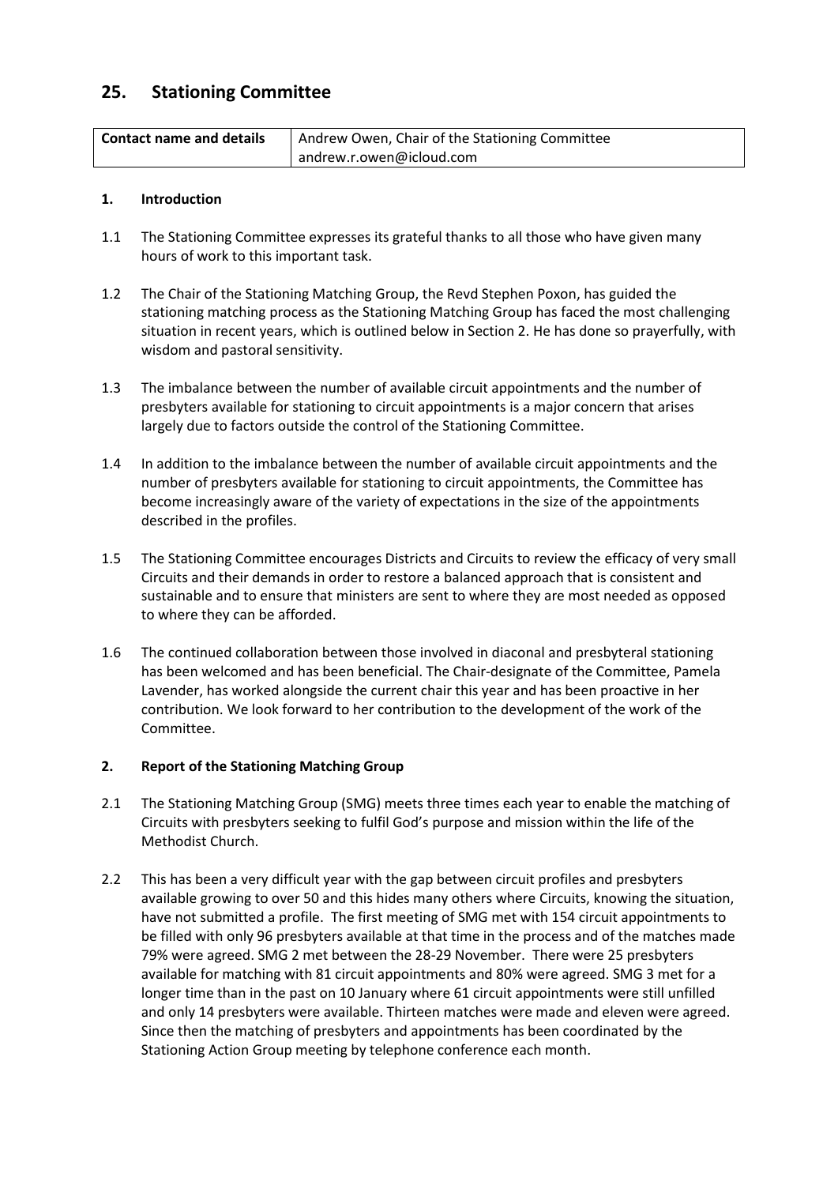## 25. Stationing Committee

| Contact name and details | Andrew Owen, Chair of the Stationing Committee andrew.r.owen@icloud.com |
|---|---|

### 1. Introduction

1.1 The Stationing Committee expresses its grateful thanks to all those who have given many hours of work to this important task.

1.2 The Chair of the Stationing Matching Group, the Revd Stephen Poxon, has guided the stationing matching process as the Stationing Matching Group has faced the most challenging situation in recent years, which is outlined below in Section 2. He has done so prayerfully, with wisdom and pastoral sensitivity.

1.3 The imbalance between the number of available circuit appointments and the number of presbyters available for stationing to circuit appointments is a major concern that arises largely due to factors outside the control of the Stationing Committee.

1.4 In addition to the imbalance between the number of available circuit appointments and the number of presbyters available for stationing to circuit appointments, the Committee has become increasingly aware of the variety of expectations in the size of the appointments described in the profiles.

1.5 The Stationing Committee encourages Districts and Circuits to review the efficacy of very small Circuits and their demands in order to restore a balanced approach that is consistent and sustainable and to ensure that ministers are sent to where they are most needed as opposed to where they can be afforded.

1.6 The continued collaboration between those involved in diaconal and presbyteral stationing has been welcomed and has been beneficial. The Chair-designate of the Committee, Pamela Lavender, has worked alongside the current chair this year and has been proactive in her contribution. We look forward to her contribution to the development of the work of the Committee.

### 2. Report of the Stationing Matching Group

2.1 The Stationing Matching Group (SMG) meets three times each year to enable the matching of Circuits with presbyters seeking to fulfil God's purpose and mission within the life of the Methodist Church.

2.2 This has been a very difficult year with the gap between circuit profiles and presbyters available growing to over 50 and this hides many others where Circuits, knowing the situation, have not submitted a profile. The first meeting of SMG met with 154 circuit appointments to be filled with only 96 presbyters available at that time in the process and of the matches made 79% were agreed. SMG 2 met between the 28-29 November. There were 25 presbyters available for matching with 81 circuit appointments and 80% were agreed. SMG 3 met for a longer time than in the past on 10 January where 61 circuit appointments were still unfilled and only 14 presbyters were available. Thirteen matches were made and eleven were agreed. Since then the matching of presbyters and appointments has been coordinated by the Stationing Action Group meeting by telephone conference each month.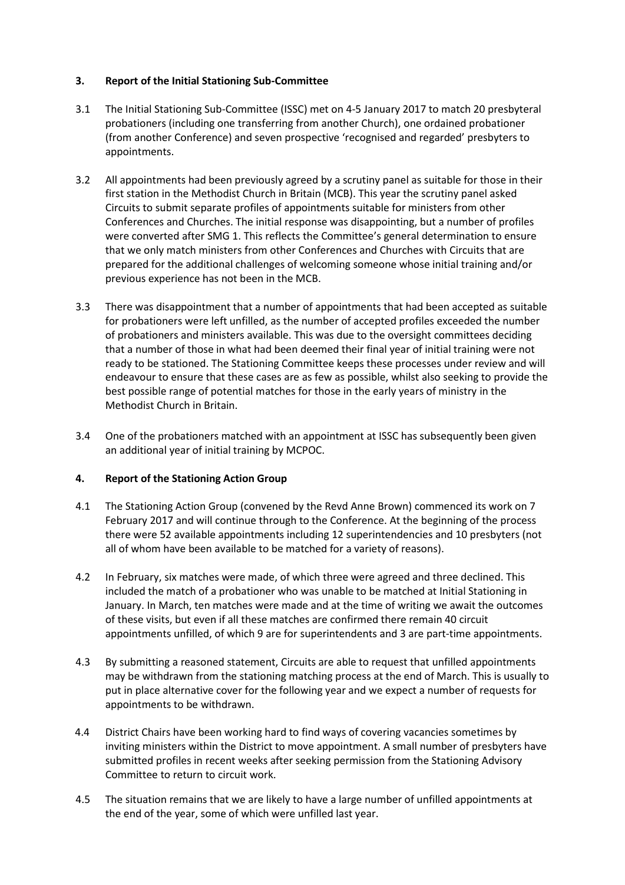## 3. Report of the Initial Stationing Sub-Committee

3.1 The Initial Stationing Sub-Committee (ISSC) met on 4-5 January 2017 to match 20 presbyteral probationers (including one transferring from another Church), one ordained probationer (from another Conference) and seven prospective 'recognised and regarded' presbyters to appointments.

3.2 All appointments had been previously agreed by a scrutiny panel as suitable for those in their first station in the Methodist Church in Britain (MCB). This year the scrutiny panel asked Circuits to submit separate profiles of appointments suitable for ministers from other Conferences and Churches. The initial response was disappointing, but a number of profiles were converted after SMG 1. This reflects the Committee's general determination to ensure that we only match ministers from other Conferences and Churches with Circuits that are prepared for the additional challenges of welcoming someone whose initial training and/or previous experience has not been in the MCB.

3.3 There was disappointment that a number of appointments that had been accepted as suitable for probationers were left unfilled, as the number of accepted profiles exceeded the number of probationers and ministers available. This was due to the oversight committees deciding that a number of those in what had been deemed their final year of initial training were not ready to be stationed. The Stationing Committee keeps these processes under review and will endeavour to ensure that these cases are as few as possible, whilst also seeking to provide the best possible range of potential matches for those in the early years of ministry in the Methodist Church in Britain.

3.4 One of the probationers matched with an appointment at ISSC has subsequently been given an additional year of initial training by MCPOC.

## 4. Report of the Stationing Action Group

4.1 The Stationing Action Group (convened by the Revd Anne Brown) commenced its work on 7 February 2017 and will continue through to the Conference. At the beginning of the process there were 52 available appointments including 12 superintendencies and 10 presbyters (not all of whom have been available to be matched for a variety of reasons).

4.2 In February, six matches were made, of which three were agreed and three declined. This included the match of a probationer who was unable to be matched at Initial Stationing in January. In March, ten matches were made and at the time of writing we await the outcomes of these visits, but even if all these matches are confirmed there remain 40 circuit appointments unfilled, of which 9 are for superintendents and 3 are part-time appointments.

4.3 By submitting a reasoned statement, Circuits are able to request that unfilled appointments may be withdrawn from the stationing matching process at the end of March. This is usually to put in place alternative cover for the following year and we expect a number of requests for appointments to be withdrawn.

4.4 District Chairs have been working hard to find ways of covering vacancies sometimes by inviting ministers within the District to move appointment. A small number of presbyters have submitted profiles in recent weeks after seeking permission from the Stationing Advisory Committee to return to circuit work.

4.5 The situation remains that we are likely to have a large number of unfilled appointments at the end of the year, some of which were unfilled last year.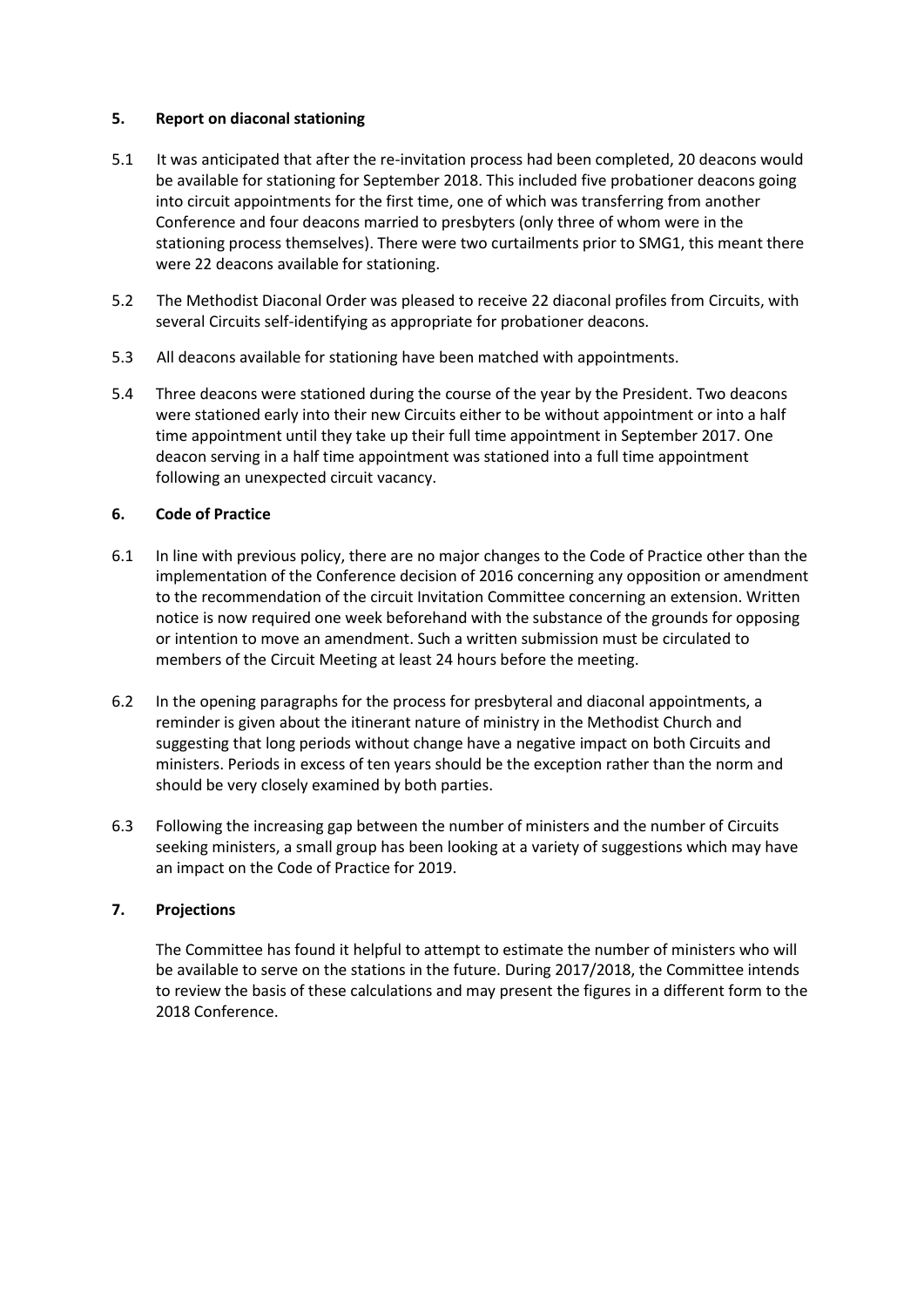## 5. Report on diaconal stationing

5.1 It was anticipated that after the re-invitation process had been completed, 20 deacons would be available for stationing for September 2018. This included five probationer deacons going into circuit appointments for the first time, one of which was transferring from another Conference and four deacons married to presbyters (only three of whom were in the stationing process themselves). There were two curtailments prior to SMG1, this meant there were 22 deacons available for stationing.

5.2 The Methodist Diaconal Order was pleased to receive 22 diaconal profiles from Circuits, with several Circuits self-identifying as appropriate for probationer deacons.

5.3 All deacons available for stationing have been matched with appointments.

5.4 Three deacons were stationed during the course of the year by the President. Two deacons were stationed early into their new Circuits either to be without appointment or into a half time appointment until they take up their full time appointment in September 2017. One deacon serving in a half time appointment was stationed into a full time appointment following an unexpected circuit vacancy.

## 6. Code of Practice

6.1 In line with previous policy, there are no major changes to the Code of Practice other than the implementation of the Conference decision of 2016 concerning any opposition or amendment to the recommendation of the circuit Invitation Committee concerning an extension. Written notice is now required one week beforehand with the substance of the grounds for opposing or intention to move an amendment. Such a written submission must be circulated to members of the Circuit Meeting at least 24 hours before the meeting.

6.2 In the opening paragraphs for the process for presbyteral and diaconal appointments, a reminder is given about the itinerant nature of ministry in the Methodist Church and suggesting that long periods without change have a negative impact on both Circuits and ministers. Periods in excess of ten years should be the exception rather than the norm and should be very closely examined by both parties.

6.3 Following the increasing gap between the number of ministers and the number of Circuits seeking ministers, a small group has been looking at a variety of suggestions which may have an impact on the Code of Practice for 2019.

## 7. Projections

The Committee has found it helpful to attempt to estimate the number of ministers who will be available to serve on the stations in the future. During 2017/2018, the Committee intends to review the basis of these calculations and may present the figures in a different form to the 2018 Conference.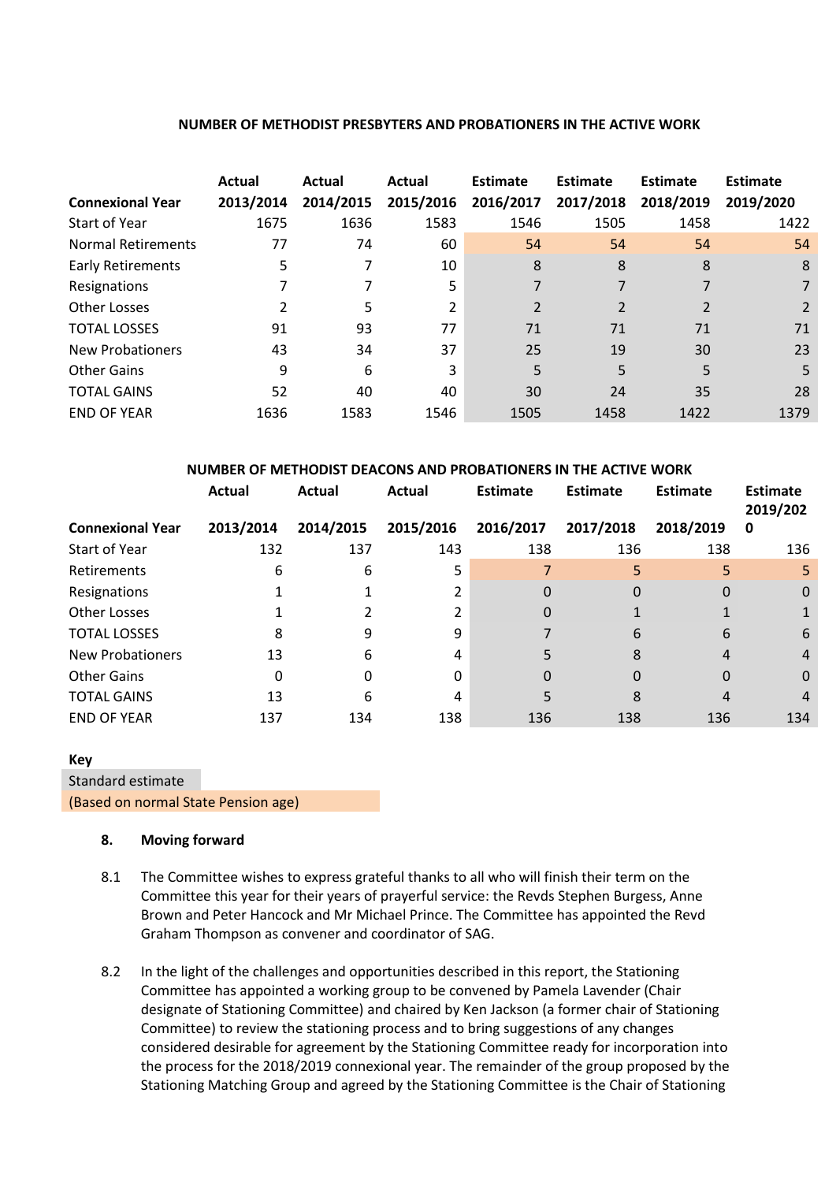**NUMBER OF METHODIST PRESBYTERS AND PROBATIONERS IN THE ACTIVE WORK**

| Connexional Year | Actual 2013/2014 | Actual 2014/2015 | Actual 2015/2016 | Estimate 2016/2017 | Estimate 2017/2018 | Estimate 2018/2019 | Estimate 2019/2020 |
|---|---|---|---|---|---|---|---|
| Start of Year | 1675 | 1636 | 1583 | 1546 | 1505 | 1458 | 1422 |
| Normal Retirements | 77 | 74 | 60 | 54 | 54 | 54 | 54 |
| Early Retirements | 5 | 7 | 10 | 8 | 8 | 8 | 8 |
| Resignations | 7 | 7 | 5 | 7 | 7 | 7 | 7 |
| Other Losses | 2 | 5 | 2 | 2 | 2 | 2 | 2 |
| TOTAL LOSSES | 91 | 93 | 77 | 71 | 71 | 71 | 71 |
| New Probationers | 43 | 34 | 37 | 25 | 19 | 30 | 23 |
| Other Gains | 9 | 6 | 3 | 5 | 5 | 5 | 5 |
| TOTAL GAINS | 52 | 40 | 40 | 30 | 24 | 35 | 28 |
| END OF YEAR | 1636 | 1583 | 1546 | 1505 | 1458 | 1422 | 1379 |

**NUMBER OF METHODIST DEACONS AND PROBATIONERS IN THE ACTIVE WORK**

| Connexional Year | Actual 2013/2014 | Actual 2014/2015 | Actual 2015/2016 | Estimate 2016/2017 | Estimate 2017/2018 | Estimate 2018/2019 | Estimate 2019/2020 |
|---|---|---|---|---|---|---|---|
| Start of Year | 132 | 137 | 143 | 138 | 136 | 138 | 136 |
| Retirements | 6 | 6 | 5 | 7 | 5 | 5 | 5 |
| Resignations | 1 | 1 | 2 | 0 | 0 | 0 | 0 |
| Other Losses | 1 | 2 | 2 | 0 | 1 | 1 | 1 |
| TOTAL LOSSES | 8 | 9 | 9 | 7 | 6 | 6 | 6 |
| New Probationers | 13 | 6 | 4 | 5 | 8 | 4 | 4 |
| Other Gains | 0 | 0 | 0 | 0 | 0 | 0 | 0 |
| TOTAL GAINS | 13 | 6 | 4 | 5 | 8 | 4 | 4 |
| END OF YEAR | 137 | 134 | 138 | 136 | 138 | 136 | 134 |

**Key**

Standard estimate

(Based on normal State Pension age)

## 8. Moving forward

8.1 The Committee wishes to express grateful thanks to all who will finish their term on the Committee this year for their years of prayerful service: the Revds Stephen Burgess, Anne Brown and Peter Hancock and Mr Michael Prince. The Committee has appointed the Revd Graham Thompson as convener and coordinator of SAG.

8.2 In the light of the challenges and opportunities described in this report, the Stationing Committee has appointed a working group to be convened by Pamela Lavender (Chair designate of Stationing Committee) and chaired by Ken Jackson (a former chair of Stationing Committee) to review the stationing process and to bring suggestions of any changes considered desirable for agreement by the Stationing Committee ready for incorporation into the process for the 2018/2019 connexional year. The remainder of the group proposed by the Stationing Matching Group and agreed by the Stationing Committee is the Chair of Stationing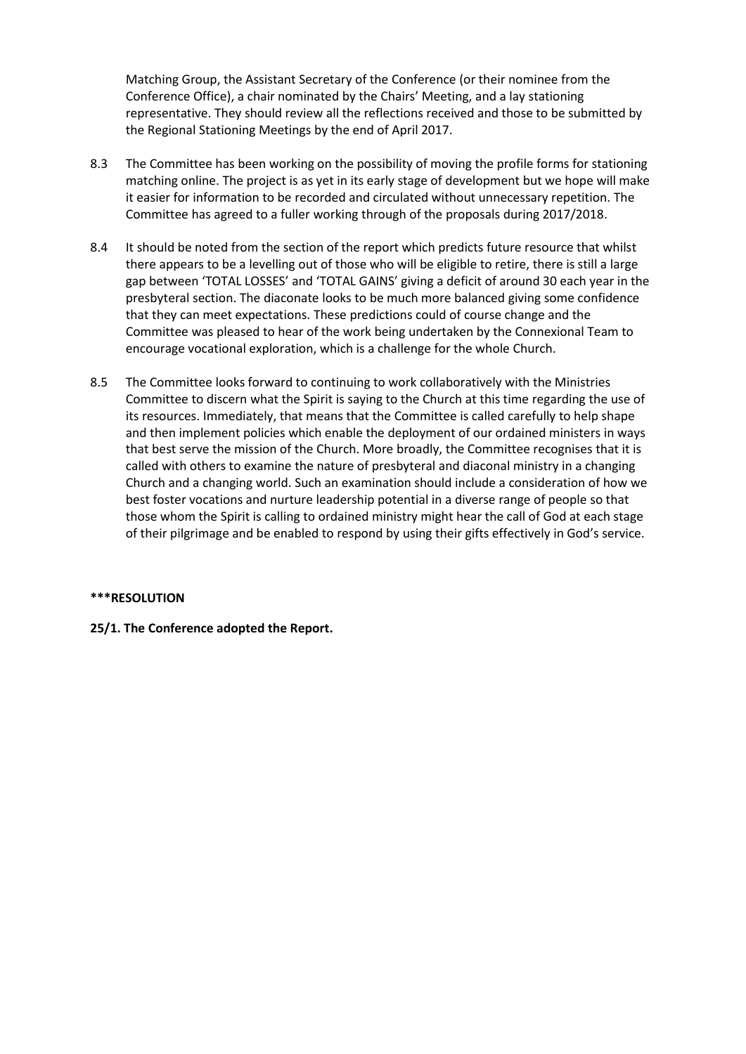Matching Group, the Assistant Secretary of the Conference (or their nominee from the Conference Office), a chair nominated by the Chairs' Meeting, and a lay stationing representative. They should review all the reflections received and those to be submitted by the Regional Stationing Meetings by the end of April 2017.

8.3 The Committee has been working on the possibility of moving the profile forms for stationing matching online. The project is as yet in its early stage of development but we hope will make it easier for information to be recorded and circulated without unnecessary repetition. The Committee has agreed to a fuller working through of the proposals during 2017/2018.

8.4 It should be noted from the section of the report which predicts future resource that whilst there appears to be a levelling out of those who will be eligible to retire, there is still a large gap between 'TOTAL LOSSES' and 'TOTAL GAINS' giving a deficit of around 30 each year in the presbyteral section. The diaconate looks to be much more balanced giving some confidence that they can meet expectations. These predictions could of course change and the Committee was pleased to hear of the work being undertaken by the Connexional Team to encourage vocational exploration, which is a challenge for the whole Church.

8.5 The Committee looks forward to continuing to work collaboratively with the Ministries Committee to discern what the Spirit is saying to the Church at this time regarding the use of its resources. Immediately, that means that the Committee is called carefully to help shape and then implement policies which enable the deployment of our ordained ministers in ways that best serve the mission of the Church. More broadly, the Committee recognises that it is called with others to examine the nature of presbyteral and diaconal ministry in a changing Church and a changing world. Such an examination should include a consideration of how we best foster vocations and nurture leadership potential in a diverse range of people so that those whom the Spirit is calling to ordained ministry might hear the call of God at each stage of their pilgrimage and be enabled to respond by using their gifts effectively in God's service.

**\*\*\*RESOLUTION**

**25/1. The Conference adopted the Report.**